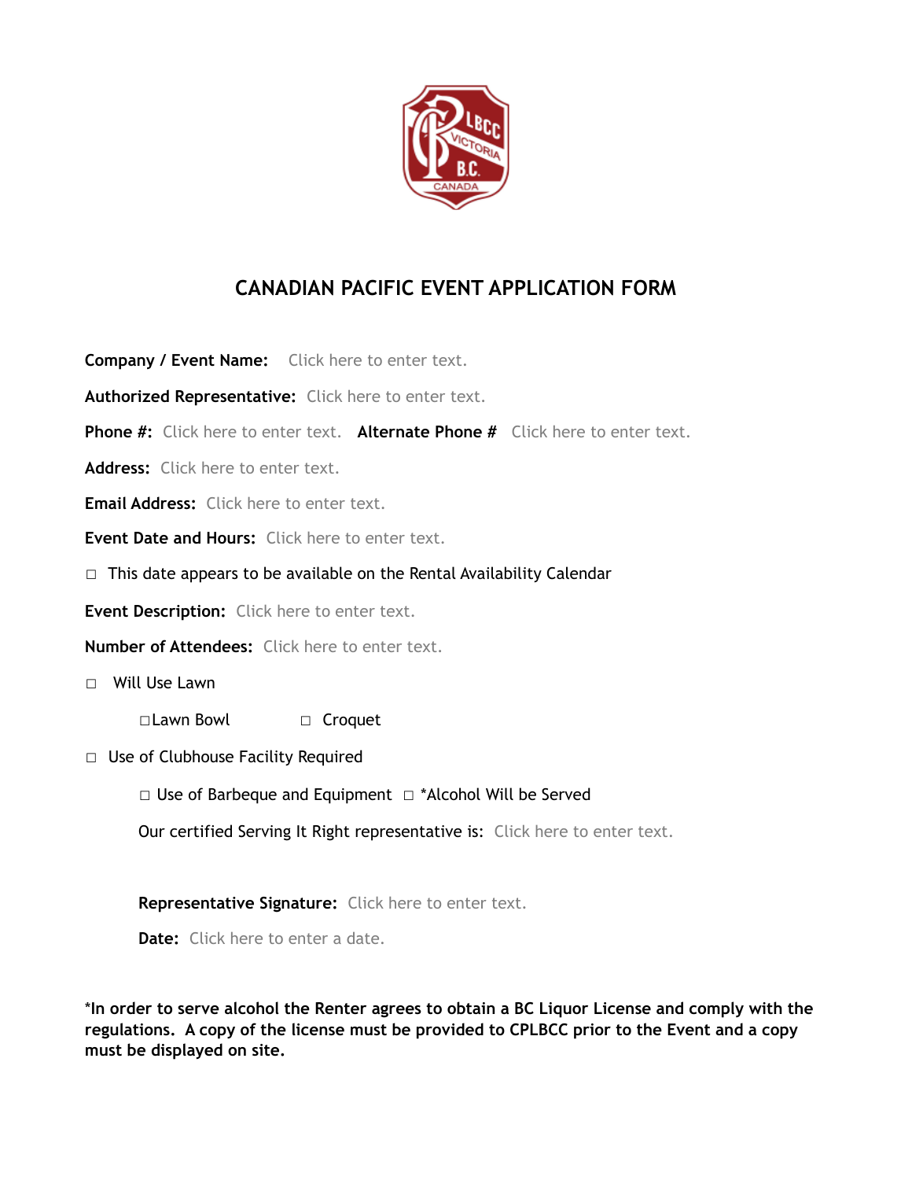# CANADIAN PACIFIC EVENT APPLICATION FORM

**Company / Event Name:** Click here to enter text.

**Authorized Representative:** Click here to enter text.

**Phone #:** Click here to enter text. **Alternate Phone #** Click here to enter text.

**Address:** Click here to enter text.

**Email Address:** Click here to enter text.

**Event Date and Hours:** Click here to enter text.

☐ This date appears to be available on the Rental Availability Calendar

**Event Description:** Click here to enter text.

**Number of Attendees:** Click here to enter text.

☐ Will Use Lawn

☐ Lawn Bowl ☐ Croquet

☐ Use of Clubhouse Facility Required

☐ Use of Barbeque and Equipment ☐ *Alcohol Will be Served

Our certified Serving It Right representative is: Click here to enter text.

**Representative Signature:** Click here to enter text.

**Date:** Click here to enter a date.

**\*In order to serve alcohol the Renter agrees to obtain a BC Liquor License and comply with the regulations. A copy of the license must be provided to CPLBCC prior to the Event and a copy must be displayed on site.**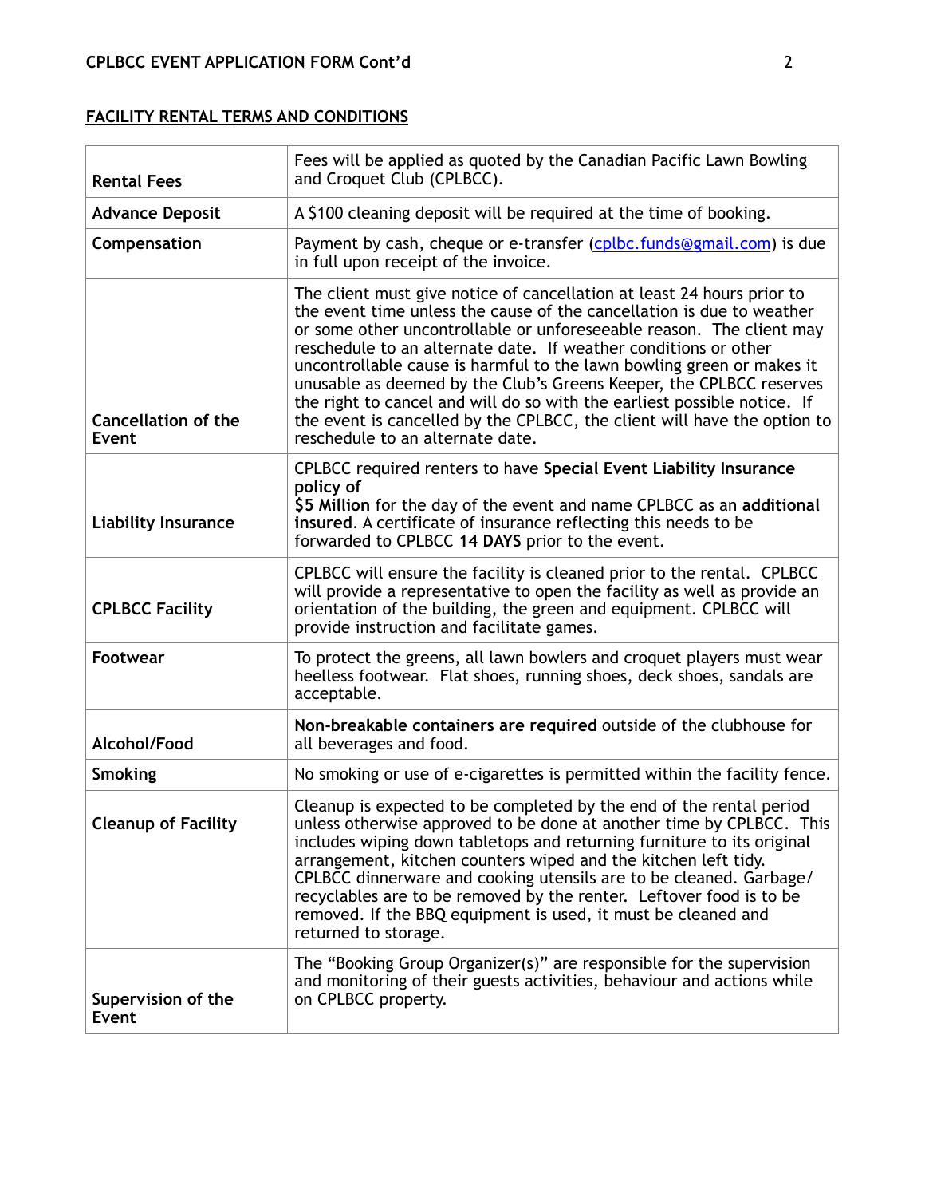## FACILITY RENTAL TERMS AND CONDITIONS

| | |
|---|---|
| **Rental Fees** | Fees will be applied as quoted by the Canadian Pacific Lawn Bowling and Croquet Club (CPLBCC). |
| **Advance Deposit** | A $100 cleaning deposit will be required at the time of booking. |
| **Compensation** | Payment by cash, cheque or e-transfer (cplbc.funds@gmail.com) is due in full upon receipt of the invoice. |
| **Cancellation of the Event** | The client must give notice of cancellation at least 24 hours prior to the event time unless the cause of the cancellation is due to weather or some other uncontrollable or unforeseeable reason. The client may reschedule to an alternate date. If weather conditions or other uncontrollable cause is harmful to the lawn bowling green or makes it unusable as deemed by the Club's Greens Keeper, the CPLBCC reserves the right to cancel and will do so with the earliest possible notice. If the event is cancelled by the CPLBCC, the client will have the option to reschedule to an alternate date. |
| **Liability Insurance** | CPLBCC required renters to have **Special Event Liability Insurance policy of** **$5 Million** for the day of the event and name CPLBCC as an **additional insured**. A certificate of insurance reflecting this needs to be forwarded to CPLBCC **14 DAYS** prior to the event. |
| **CPLBCC Facility** | CPLBCC will ensure the facility is cleaned prior to the rental. CPLBCC will provide a representative to open the facility as well as provide an orientation of the building, the green and equipment. CPLBCC will provide instruction and facilitate games. |
| **Footwear** | To protect the greens, all lawn bowlers and croquet players must wear heelless footwear. Flat shoes, running shoes, deck shoes, sandals are acceptable. |
| **Alcohol/Food** | **Non-breakable containers are required** outside of the clubhouse for all beverages and food. |
| **Smoking** | No smoking or use of e-cigarettes is permitted within the facility fence. |
| **Cleanup of Facility** | Cleanup is expected to be completed by the end of the rental period unless otherwise approved to be done at another time by CPLBCC. This includes wiping down tabletops and returning furniture to its original arrangement, kitchen counters wiped and the kitchen left tidy. CPLBCC dinnerware and cooking utensils are to be cleaned. Garbage/recyclables are to be removed by the renter. Leftover food is to be removed. If the BBQ equipment is used, it must be cleaned and returned to storage. |
| **Supervision of the Event** | The "Booking Group Organizer(s)" are responsible for the supervision and monitoring of their guests activities, behaviour and actions while on CPLBCC property. |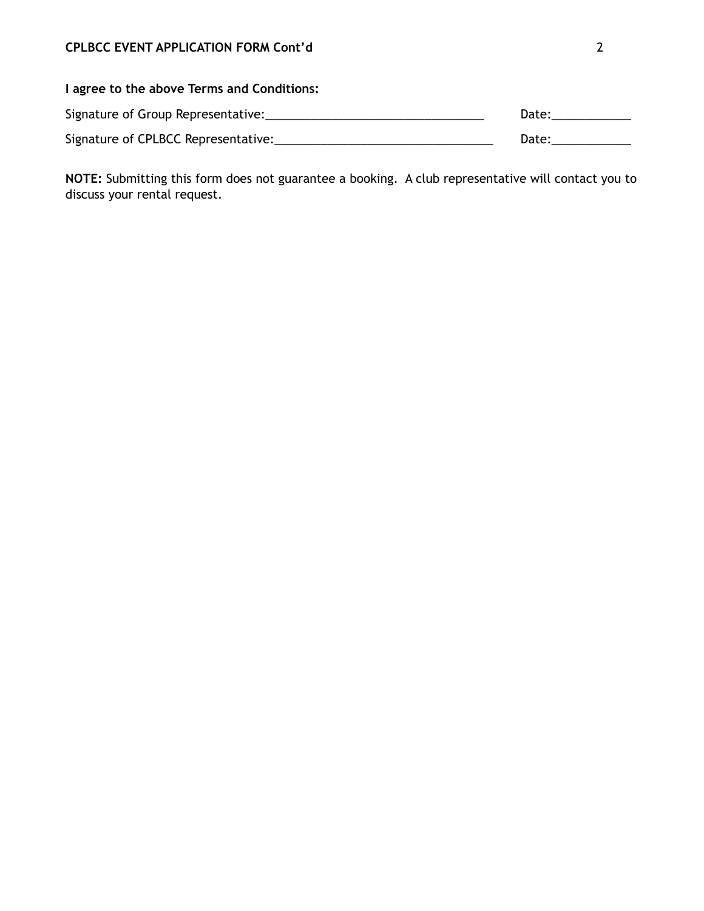**I agree to the above Terms and Conditions:**

Signature of Group Representative:_________________________________ Date:____________

Signature of CPLBCC Representative:________________________________ Date:____________

**NOTE:** Submitting this form does not guarantee a booking. A club representative will contact you to discuss your rental request.